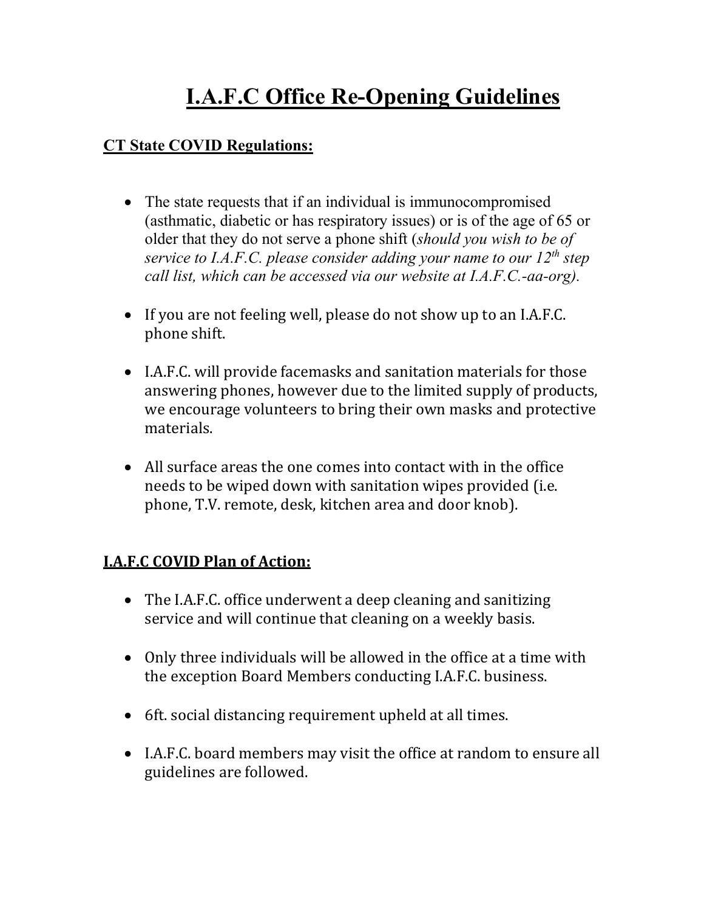# I.A.F.C Office Re-Opening Guidelines

## CT State COVID Regulations:

- The state requests that if an individual is immunocompromised (asthmatic, diabetic or has respiratory issues) or is of the age of 65 or older that they do not serve a phone shift (*should you wish to be of service to I.A.F.C. please consider adding your name to our 12th step call list, which can be accessed via our website at I.A.F.C.-aa-org).*

- If you are not feeling well, please do not show up to an I.A.F.C. phone shift.

- I.A.F.C. will provide facemasks and sanitation materials for those answering phones, however due to the limited supply of products, we encourage volunteers to bring their own masks and protective materials.

- All surface areas the one comes into contact with in the office needs to be wiped down with sanitation wipes provided (i.e. phone, T.V. remote, desk, kitchen area and door knob).

## I.A.F.C COVID Plan of Action:

- The I.A.F.C. office underwent a deep cleaning and sanitizing service and will continue that cleaning on a weekly basis.

- Only three individuals will be allowed in the office at a time with the exception Board Members conducting I.A.F.C. business.

- 6ft. social distancing requirement upheld at all times.

- I.A.F.C. board members may visit the office at random to ensure all guidelines are followed.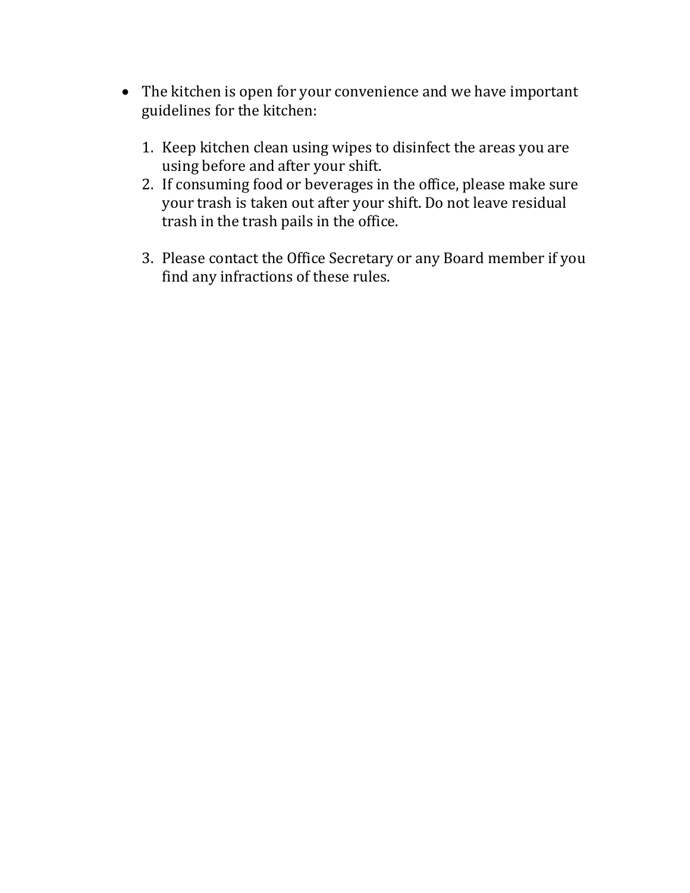- The kitchen is open for your convenience and we have important guidelines for the kitchen:

    1. Keep kitchen clean using wipes to disinfect the areas you are using before and after your shift.
    2. If consuming food or beverages in the office, please make sure your trash is taken out after your shift. Do not leave residual trash in the trash pails in the office.
    3. Please contact the Office Secretary or any Board member if you find any infractions of these rules.